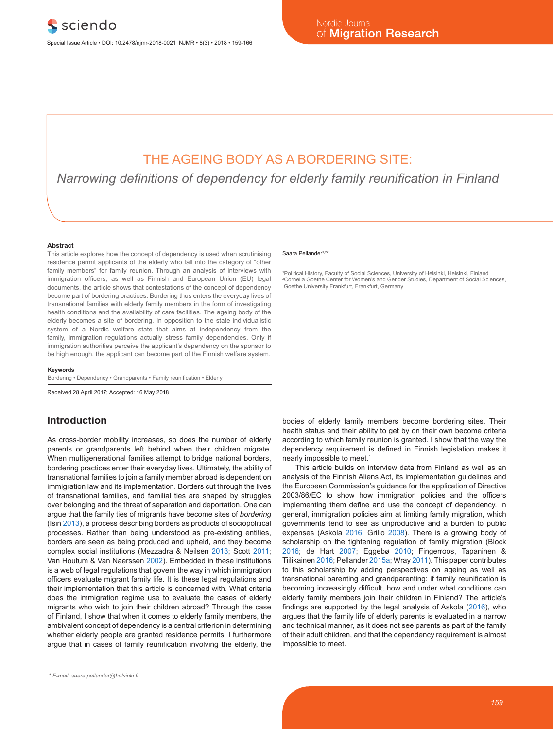# THE AGEING BODY AS A BORDERING SITE:

## *Narrowing definitions of dependency for elderly family reunification in Finland*

Saara Pellander[1,2]*

[1]Political History, Faculty of Social Sciences, University of Helsinki, Helsinki, Finland
[2]Cornelia Goethe Center for Women's and Gender Studies, Department of Social Sciences, Goethe University Frankfurt, Frankfurt, Germany

**Abstract**

This article explores how the concept of dependency is used when scrutinising residence permit applicants of the elderly who fall into the category of "other family members" for family reunion. Through an analysis of interviews with immigration officers, as well as Finnish and European Union (EU) legal documents, the article shows that contestations of the concept of dependency become part of bordering practices. Bordering thus enters the everyday lives of transnational families with elderly family members in the form of investigating health conditions and the availability of care facilities. The ageing body of the elderly becomes a site of bordering. In opposition to the state individualistic system of a Nordic welfare state that aims at independency from the family, immigration regulations actually stress family dependencies. Only if immigration authorities perceive the applicant's dependency on the sponsor to be high enough, the applicant can become part of the Finnish welfare system.

**Keywords**

Bordering • Dependency • Grandparents • Family reunification • Elderly

Received 28 April 2017; Accepted: 16 May 2018

## Introduction

As cross-border mobility increases, so does the number of elderly parents or grandparents left behind when their children migrate. When multigenerational families attempt to bridge national borders, bordering practices enter their everyday lives. Ultimately, the ability of transnational families to join a family member abroad is dependent on immigration law and its implementation. Borders cut through the lives of transnational families, and familial ties are shaped by struggles over belonging and the threat of separation and deportation. One can argue that the family ties of migrants have become sites of *bordering* (Isin 2013), a process describing borders as products of sociopolitical processes. Rather than being understood as pre-existing entities, borders are seen as being produced and upheld, and they become complex social institutions (Mezzadra & Neilsen 2013; Scott 2011; Van Houtum & Van Naerssen 2002). Embedded in these institutions is a web of legal regulations that govern the way in which immigration officers evaluate migrant family life. It is these legal regulations and their implementation that this article is concerned with. What criteria does the immigration regime use to evaluate the cases of elderly migrants who wish to join their children abroad? Through the case of Finland, I show that when it comes to elderly family members, the ambivalent concept of dependency is a central criterion in determining whether elderly people are granted residence permits. I furthermore argue that in cases of family reunification involving the elderly, the bodies of elderly family members become bordering sites. Their health status and their ability to get by on their own become criteria according to which family reunion is granted. I show that the way the dependency requirement is defined in Finnish legislation makes it nearly impossible to meet.[1]

This article builds on interview data from Finland as well as an analysis of the Finnish Aliens Act, its implementation guidelines and the European Commission's guidance for the application of Directive 2003/86/EC to show how immigration policies and the officers implementing them define and use the concept of dependency. In general, immigration policies aim at limiting family migration, which governments tend to see as unproductive and a burden to public expenses (Askola 2016; Grillo 2008). There is a growing body of scholarship on the tightening regulation of family migration (Block 2016; de Hart 2007; Eggebø 2010; Fingerroos, Tapaninen & Tiilikainen 2016; Pellander 2015a; Wray 2011). This paper contributes to this scholarship by adding perspectives on ageing as well as transnational parenting and grandparenting: if family reunification is becoming increasingly difficult, how and under what conditions can elderly family members join their children in Finland? The article's findings are supported by the legal analysis of Askola (2016), who argues that the family life of elderly parents is evaluated in a narrow and technical manner, as it does not see parents as part of the family of their adult children, and that the dependency requirement is almost impossible to meet.

\* E-mail: saara.pellander@helsinki.fi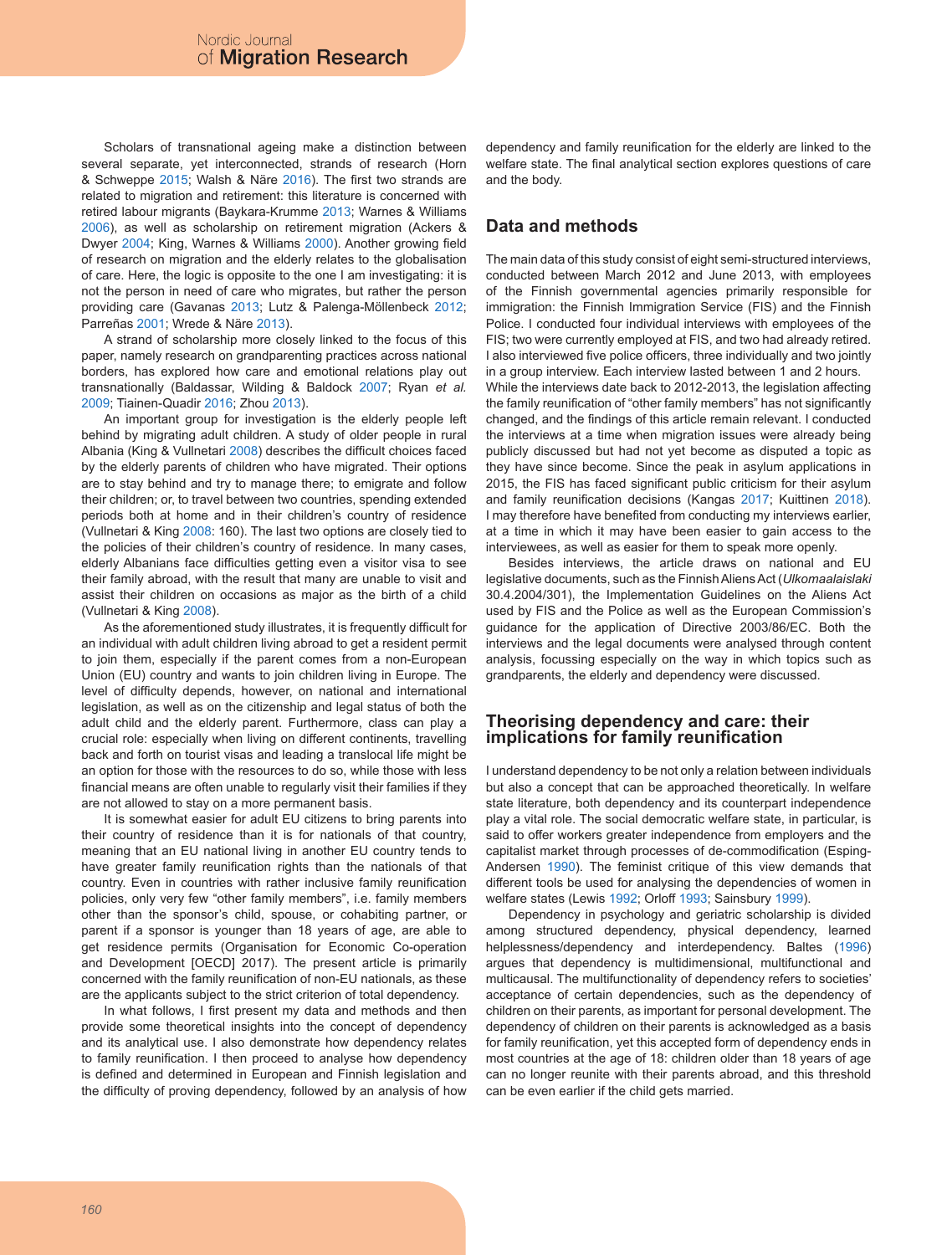Scholars of transnational ageing make a distinction between several separate, yet interconnected, strands of research (Horn & Schweppe 2015; Walsh & Näre 2016). The first two strands are related to migration and retirement: this literature is concerned with retired labour migrants (Baykara-Krumme 2013; Warnes & Williams 2006), as well as scholarship on retirement migration (Ackers & Dwyer 2004; King, Warnes & Williams 2000). Another growing field of research on migration and the elderly relates to the globalisation of care. Here, the logic is opposite to the one I am investigating: it is not the person in need of care who migrates, but rather the person providing care (Gavanas 2013; Lutz & Palenga-Möllenbeck 2012; Parreñas 2001; Wrede & Näre 2013).

A strand of scholarship more closely linked to the focus of this paper, namely research on grandparenting practices across national borders, has explored how care and emotional relations play out transnationally (Baldassar, Wilding & Baldock 2007; Ryan *et al.* 2009; Tiainen-Quadir 2016; Zhou 2013).

An important group for investigation is the elderly people left behind by migrating adult children. A study of older people in rural Albania (King & Vullnetari 2008) describes the difficult choices faced by the elderly parents of children who have migrated. Their options are to stay behind and try to manage there; to emigrate and follow their children; or, to travel between two countries, spending extended periods both at home and in their children's country of residence (Vullnetari & King 2008: 160). The last two options are closely tied to the policies of their children's country of residence. In many cases, elderly Albanians face difficulties getting even a visitor visa to see their family abroad, with the result that many are unable to visit and assist their children on occasions as major as the birth of a child (Vullnetari & King 2008).

As the aforementioned study illustrates, it is frequently difficult for an individual with adult children living abroad to get a resident permit to join them, especially if the parent comes from a non-European Union (EU) country and wants to join children living in Europe. The level of difficulty depends, however, on national and international legislation, as well as on the citizenship and legal status of both the adult child and the elderly parent. Furthermore, class can play a crucial role: especially when living on different continents, travelling back and forth on tourist visas and leading a translocal life might be an option for those with the resources to do so, while those with less financial means are often unable to regularly visit their families if they are not allowed to stay on a more permanent basis.

It is somewhat easier for adult EU citizens to bring parents into their country of residence than it is for nationals of that country, meaning that an EU national living in another EU country tends to have greater family reunification rights than the nationals of that country. Even in countries with rather inclusive family reunification policies, only very few "other family members", i.e. family members other than the sponsor's child, spouse, or cohabiting partner, or parent if a sponsor is younger than 18 years of age, are able to get residence permits (Organisation for Economic Co-operation and Development [OECD] 2017). The present article is primarily concerned with the family reunification of non-EU nationals, as these are the applicants subject to the strict criterion of total dependency.

In what follows, I first present my data and methods and then provide some theoretical insights into the concept of dependency and its analytical use. I also demonstrate how dependency relates to family reunification. I then proceed to analyse how dependency is defined and determined in European and Finnish legislation and the difficulty of proving dependency, followed by an analysis of how dependency and family reunification for the elderly are linked to the welfare state. The final analytical section explores questions of care and the body.

## Data and methods

The main data of this study consist of eight semi-structured interviews, conducted between March 2012 and June 2013, with employees of the Finnish governmental agencies primarily responsible for immigration: the Finnish Immigration Service (FIS) and the Finnish Police. I conducted four individual interviews with employees of the FIS; two were currently employed at FIS, and two had already retired. I also interviewed five police officers, three individually and two jointly in a group interview. Each interview lasted between 1 and 2 hours. While the interviews date back to 2012-2013, the legislation affecting the family reunification of "other family members" has not significantly changed, and the findings of this article remain relevant. I conducted the interviews at a time when migration issues were already being publicly discussed but had not yet become as disputed a topic as they have since become. Since the peak in asylum applications in 2015, the FIS has faced significant public criticism for their asylum and family reunification decisions (Kangas 2017; Kuittinen 2018). I may therefore have benefited from conducting my interviews earlier, at a time in which it may have been easier to gain access to the interviewees, as well as easier for them to speak more openly.

Besides interviews, the article draws on national and EU legislative documents, such as the Finnish Aliens Act (*Ulkomaalaislaki* 30.4.2004/301), the Implementation Guidelines on the Aliens Act used by FIS and the Police as well as the European Commission's guidance for the application of Directive 2003/86/EC. Both the interviews and the legal documents were analysed through content analysis, focussing especially on the way in which topics such as grandparents, the elderly and dependency were discussed.

## Theorising dependency and care: their implications for family reunification

I understand dependency to be not only a relation between individuals but also a concept that can be approached theoretically. In welfare state literature, both dependency and its counterpart independence play a vital role. The social democratic welfare state, in particular, is said to offer workers greater independence from employers and the capitalist market through processes of de-commodification (Esping-Andersen 1990). The feminist critique of this view demands that different tools be used for analysing the dependencies of women in welfare states (Lewis 1992; Orloff 1993; Sainsbury 1999).

Dependency in psychology and geriatric scholarship is divided among structured dependency, physical dependency, learned helplessness/dependency and interdependency. Baltes (1996) argues that dependency is multidimensional, multifunctional and multicausal. The multifunctionality of dependency refers to societies' acceptance of certain dependencies, such as the dependency of children on their parents, as important for personal development. The dependency of children on their parents is acknowledged as a basis for family reunification, yet this accepted form of dependency ends in most countries at the age of 18: children older than 18 years of age can no longer reunite with their parents abroad, and this threshold can be even earlier if the child gets married.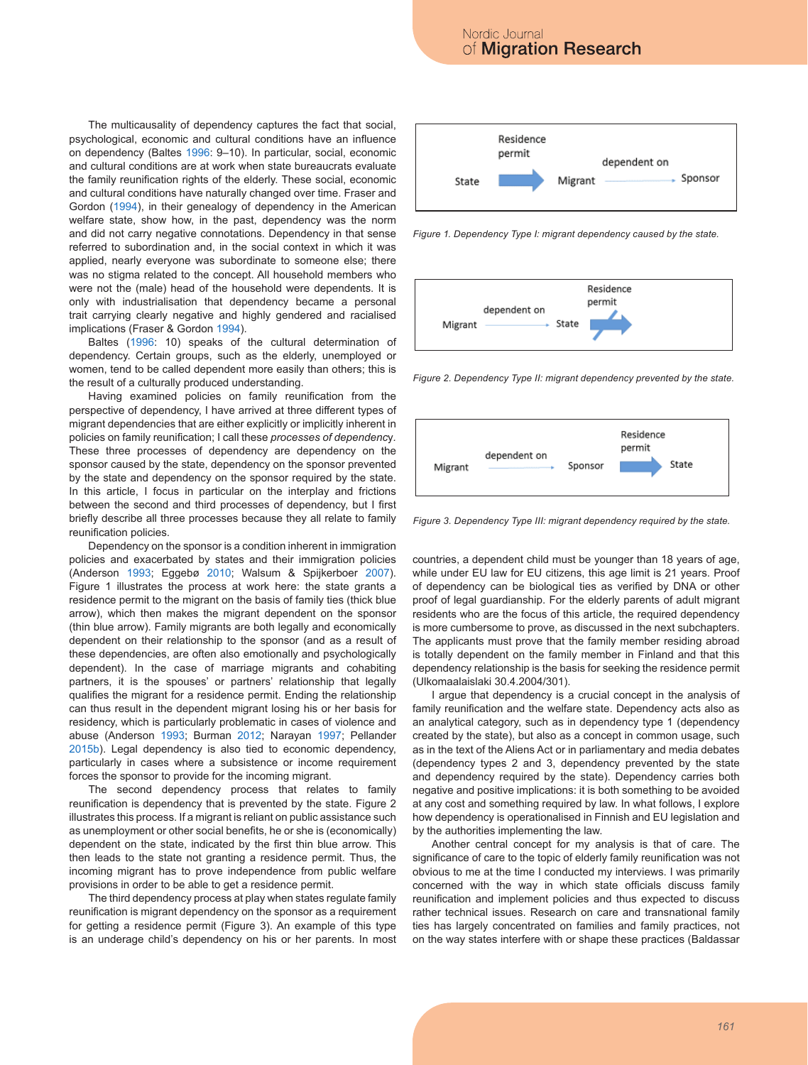The multicausality of dependency captures the fact that social, psychological, economic and cultural conditions have an influence on dependency (Baltes 1996: 9–10). In particular, social, economic and cultural conditions are at work when state bureaucrats evaluate the family reunification rights of the elderly. These social, economic and cultural conditions have naturally changed over time. Fraser and Gordon (1994), in their genealogy of dependency in the American welfare state, show how, in the past, dependency was the norm and did not carry negative connotations. Dependency in that sense referred to subordination and, in the social context in which it was applied, nearly everyone was subordinate to someone else; there was no stigma related to the concept. All household members who were not the (male) head of the household were dependents. It is only with industrialisation that dependency became a personal trait carrying clearly negative and highly gendered and racialised implications (Fraser & Gordon 1994).

Baltes (1996: 10) speaks of the cultural determination of dependency. Certain groups, such as the elderly, unemployed or women, tend to be called dependent more easily than others; this is the result of a culturally produced understanding.

Having examined policies on family reunification from the perspective of dependency, I have arrived at three different types of migrant dependencies that are either explicitly or implicitly inherent in policies on family reunification; I call these *processes of dependency*. These three processes of dependency are dependency on the sponsor caused by the state, dependency on the sponsor prevented by the state and dependency on the sponsor required by the state. In this article, I focus in particular on the interplay and frictions between the second and third processes of dependency, but I first briefly describe all three processes because they all relate to family reunification policies.

Dependency on the sponsor is a condition inherent in immigration policies and exacerbated by states and their immigration policies (Anderson 1993; Eggebø 2010; Walsum & Spijkerboer 2007). Figure 1 illustrates the process at work here: the state grants a residence permit to the migrant on the basis of family ties (thick blue arrow), which then makes the migrant dependent on the sponsor (thin blue arrow). Family migrants are both legally and economically dependent on their relationship to the sponsor (and as a result of these dependencies, are often also emotionally and psychologically dependent). In the case of marriage migrants and cohabiting partners, it is the spouses' or partners' relationship that legally qualifies the migrant for a residence permit. Ending the relationship can thus result in the dependent migrant losing his or her basis for residency, which is particularly problematic in cases of violence and abuse (Anderson 1993; Burman 2012; Narayan 1997; Pellander 2015b). Legal dependency is also tied to economic dependency, particularly in cases where a subsistence or income requirement forces the sponsor to provide for the incoming migrant.

The second dependency process that relates to family reunification is dependency that is prevented by the state. Figure 2 illustrates this process. If a migrant is reliant on public assistance such as unemployment or other social benefits, he or she is (economically) dependent on the state, indicated by the first thin blue arrow. This then leads to the state not granting a residence permit. Thus, the incoming migrant has to prove independence from public welfare provisions in order to be able to get a residence permit.

The third dependency process at play when states regulate family reunification is migrant dependency on the sponsor as a requirement for getting a residence permit (Figure 3). An example of this type is an underage child's dependency on his or her parents. In most countries, a dependent child must be younger than 18 years of age, while under EU law for EU citizens, this age limit is 21 years. Proof of dependency can be biological ties as verified by DNA or other proof of legal guardianship. For the elderly parents of adult migrant residents who are the focus of this article, the required dependency is more cumbersome to prove, as discussed in the next subchapters. The applicants must prove that the family member residing abroad is totally dependent on the family member in Finland and that this dependency relationship is the basis for seeking the residence permit (Ulkomaalaislaki 30.4.2004/301).

Residence permit

State → Migrant —dependent on→ Sponsor

*Figure 1. Dependency Type I: migrant dependency caused by the state.*

Migrant —dependent on→ State ⇏ Residence permit

*Figure 2. Dependency Type II: migrant dependency prevented by the state.*

Migrant —dependent on→ Sponsor → State (Residence permit)

*Figure 3. Dependency Type III: migrant dependency required by the state.*

I argue that dependency is a crucial concept in the analysis of family reunification and the welfare state. Dependency acts also as an analytical category, such as in dependency type 1 (dependency created by the state), but also as a concept in common usage, such as in the text of the Aliens Act or in parliamentary and media debates (dependency types 2 and 3, dependency prevented by the state and dependency required by the state). Dependency carries both negative and positive implications: it is both something to be avoided at any cost and something required by law. In what follows, I explore how dependency is operationalised in Finnish and EU legislation and by the authorities implementing the law.

Another central concept for my analysis is that of care. The significance of care to the topic of elderly family reunification was not obvious to me at the time I conducted my interviews. I was primarily concerned with the way in which state officials discuss family reunification and implement policies and thus expected to discuss rather technical issues. Research on care and transnational family ties has largely concentrated on families and family practices, not on the way states interfere with or shape these practices (Baldassar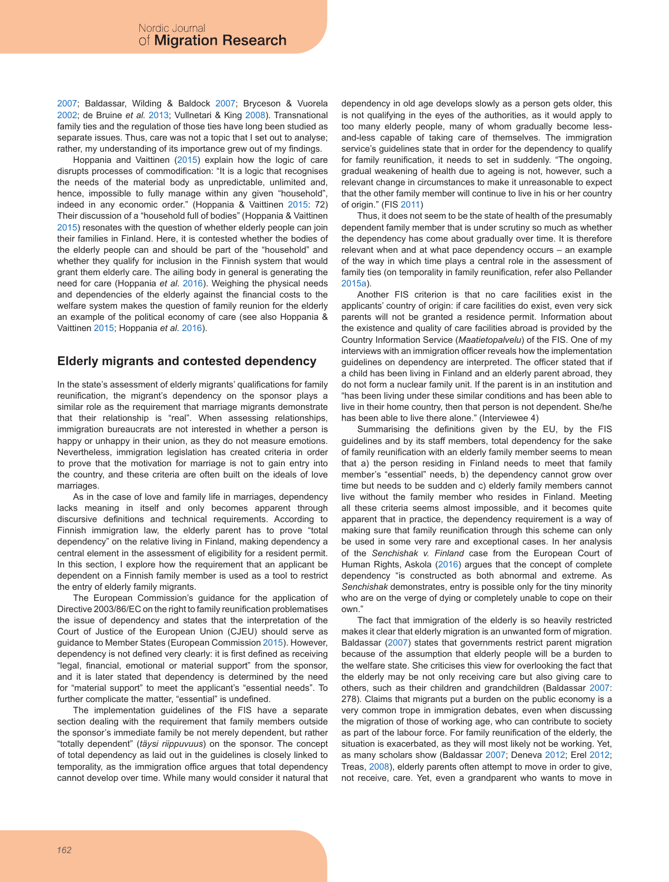2007; Baldassar, Wilding & Baldock 2007; Bryceson & Vuorela 2002; de Bruine *et al.* 2013; Vullnetari & King 2008). Transnational family ties and the regulation of those ties have long been studied as separate issues. Thus, care was not a topic that I set out to analyse; rather, my understanding of its importance grew out of my findings.

Hoppania and Vaittinen (2015) explain how the logic of care disrupts processes of commodification: "It is a logic that recognises the needs of the material body as unpredictable, unlimited and, hence, impossible to fully manage within any given "household", indeed in any economic order." (Hoppania & Vaittinen 2015: 72) Their discussion of a "household full of bodies" (Hoppania & Vaittinen 2015) resonates with the question of whether elderly people can join their families in Finland. Here, it is contested whether the bodies of the elderly people can and should be part of the "household" and whether they qualify for inclusion in the Finnish system that would grant them elderly care. The ailing body in general is generating the need for care (Hoppania *et al.* 2016). Weighing the physical needs and dependencies of the elderly against the financial costs to the welfare system makes the question of family reunion for the elderly an example of the political economy of care (see also Hoppania & Vaittinen 2015; Hoppania *et al.* 2016).

## Elderly migrants and contested dependency

In the state's assessment of elderly migrants' qualifications for family reunification, the migrant's dependency on the sponsor plays a similar role as the requirement that marriage migrants demonstrate that their relationship is "real". When assessing relationships, immigration bureaucrats are not interested in whether a person is happy or unhappy in their union, as they do not measure emotions. Nevertheless, immigration legislation has created criteria in order to prove that the motivation for marriage is not to gain entry into the country, and these criteria are often built on the ideals of love marriages.

As in the case of love and family life in marriages, dependency lacks meaning in itself and only becomes apparent through discursive definitions and technical requirements. According to Finnish immigration law, the elderly parent has to prove "total dependency" on the relative living in Finland, making dependency a central element in the assessment of eligibility for a resident permit. In this section, I explore how the requirement that an applicant be dependent on a Finnish family member is used as a tool to restrict the entry of elderly family migrants.

The European Commission's guidance for the application of Directive 2003/86/EC on the right to family reunification problematises the issue of dependency and states that the interpretation of the Court of Justice of the European Union (CJEU) should serve as guidance to Member States (European Commission 2015). However, dependency is not defined very clearly: it is first defined as receiving "legal, financial, emotional or material support" from the sponsor, and it is later stated that dependency is determined by the need for "material support" to meet the applicant's "essential needs". To further complicate the matter, "essential" is undefined.

The implementation guidelines of the FIS have a separate section dealing with the requirement that family members outside the sponsor's immediate family be not merely dependent, but rather "totally dependent" (*täysi riippuvuus*) on the sponsor. The concept of total dependency as laid out in the guidelines is closely linked to temporality, as the immigration office argues that total dependency cannot develop over time. While many would consider it natural that dependency in old age develops slowly as a person gets older, this is not qualifying in the eyes of the authorities, as it would apply to too many elderly people, many of whom gradually become less-and-less capable of taking care of themselves. The immigration service's guidelines state that in order for the dependency to qualify for family reunification, it needs to set in suddenly. "The ongoing, gradual weakening of health due to ageing is not, however, such a relevant change in circumstances to make it unreasonable to expect that the other family member will continue to live in his or her country of origin." (FIS 2011)

Thus, it does not seem to be the state of health of the presumably dependent family member that is under scrutiny so much as whether the dependency has come about gradually over time. It is therefore relevant when and at what pace dependency occurs – an example of the way in which time plays a central role in the assessment of family ties (on temporality in family reunification, refer also Pellander 2015a).

Another FIS criterion is that no care facilities exist in the applicants' country of origin: if care facilities do exist, even very sick parents will not be granted a residence permit. Information about the existence and quality of care facilities abroad is provided by the Country Information Service (*Maatietopalvelu*) of the FIS. One of my interviews with an immigration officer reveals how the implementation guidelines on dependency are interpreted. The officer stated that if a child has been living in Finland and an elderly parent abroad, they do not form a nuclear family unit. If the parent is in an institution and "has been living under these similar conditions and has been able to live in their home country, then that person is not dependent. She/he has been able to live there alone." (Interviewee 4)

Summarising the definitions given by the EU, by the FIS guidelines and by its staff members, total dependency for the sake of family reunification with an elderly family member seems to mean that a) the person residing in Finland needs to meet that family member's "essential" needs, b) the dependency cannot grow over time but needs to be sudden and c) elderly family members cannot live without the family member who resides in Finland. Meeting all these criteria seems almost impossible, and it becomes quite apparent that in practice, the dependency requirement is a way of making sure that family reunification through this scheme can only be used in some very rare and exceptional cases. In her analysis of the *Senchishak v. Finland* case from the European Court of Human Rights, Askola (2016) argues that the concept of complete dependency "is constructed as both abnormal and extreme. As *Senchishak* demonstrates, entry is possible only for the tiny minority who are on the verge of dying or completely unable to cope on their own."

The fact that immigration of the elderly is so heavily restricted makes it clear that elderly migration is an unwanted form of migration. Baldassar (2007) states that governments restrict parent migration because of the assumption that elderly people will be a burden to the welfare state. She criticises this view for overlooking the fact that the elderly may be not only receiving care but also giving care to others, such as their children and grandchildren (Baldassar 2007: 278). Claims that migrants put a burden on the public economy is a very common trope in immigration debates, even when discussing the migration of those of working age, who can contribute to society as part of the labour force. For family reunification of the elderly, the situation is exacerbated, as they will most likely not be working. Yet, as many scholars show (Baldassar 2007; Deneva 2012; Erel 2012; Treas, 2008), elderly parents often attempt to move in order to give, not receive, care. Yet, even a grandparent who wants to move in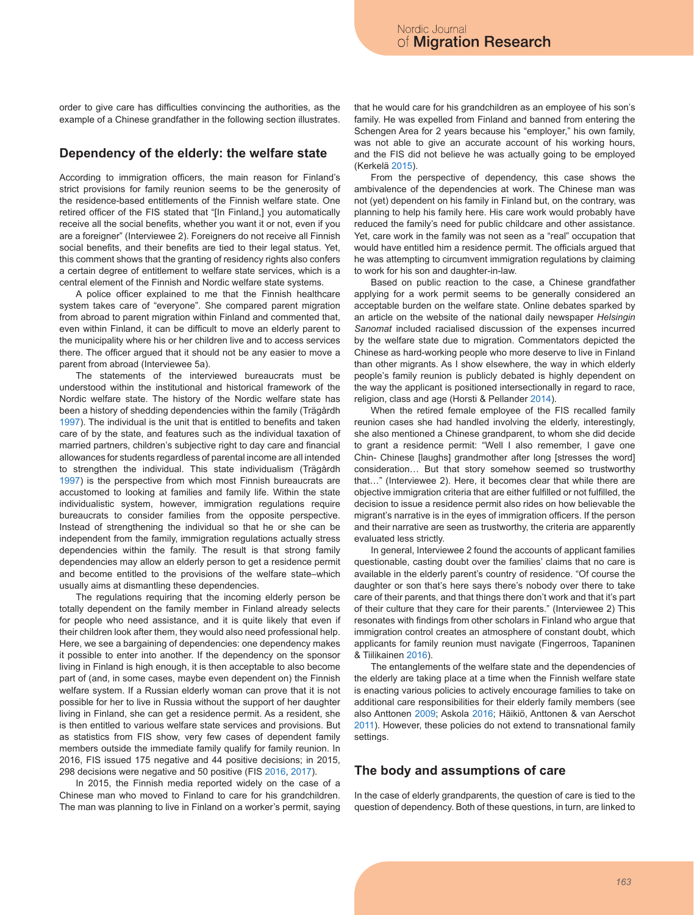order to give care has difficulties convincing the authorities, as the example of a Chinese grandfather in the following section illustrates.

## Dependency of the elderly: the welfare state

According to immigration officers, the main reason for Finland's strict provisions for family reunion seems to be the generosity of the residence-based entitlements of the Finnish welfare state. One retired officer of the FIS stated that "[In Finland,] you automatically receive all the social benefits, whether you want it or not, even if you are a foreigner" (Interviewee 2). Foreigners do not receive all Finnish social benefits, and their benefits are tied to their legal status. Yet, this comment shows that the granting of residency rights also confers a certain degree of entitlement to welfare state services, which is a central element of the Finnish and Nordic welfare state systems.

A police officer explained to me that the Finnish healthcare system takes care of "everyone". She compared parent migration from abroad to parent migration within Finland and commented that, even within Finland, it can be difficult to move an elderly parent to the municipality where his or her children live and to access services there. The officer argued that it should not be any easier to move a parent from abroad (Interviewee 5a).

The statements of the interviewed bureaucrats must be understood within the institutional and historical framework of the Nordic welfare state. The history of the Nordic welfare state has been a history of shedding dependencies within the family (Trägårdh 1997). The individual is the unit that is entitled to benefits and taken care of by the state, and features such as the individual taxation of married partners, children's subjective right to day care and financial allowances for students regardless of parental income are all intended to strengthen the individual. This state individualism (Trägårdh 1997) is the perspective from which most Finnish bureaucrats are accustomed to looking at families and family life. Within the state individualistic system, however, immigration regulations require bureaucrats to consider families from the opposite perspective. Instead of strengthening the individual so that he or she can be independent from the family, immigration regulations actually stress dependencies within the family. The result is that strong family dependencies may allow an elderly person to get a residence permit and become entitled to the provisions of the welfare state–which usually aims at dismantling these dependencies.

The regulations requiring that the incoming elderly person be totally dependent on the family member in Finland already selects for people who need assistance, and it is quite likely that even if their children look after them, they would also need professional help. Here, we see a bargaining of dependencies: one dependency makes it possible to enter into another. If the dependency on the sponsor living in Finland is high enough, it is then acceptable to also become part of (and, in some cases, maybe even dependent on) the Finnish welfare system. If a Russian elderly woman can prove that it is not possible for her to live in Russia without the support of her daughter living in Finland, she can get a residence permit. As a resident, she is then entitled to various welfare state services and provisions. But as statistics from FIS show, very few cases of dependent family members outside the immediate family qualify for family reunion. In 2016, FIS issued 175 negative and 44 positive decisions; in 2015, 298 decisions were negative and 50 positive (FIS 2016, 2017).

In 2015, the Finnish media reported widely on the case of a Chinese man who moved to Finland to care for his grandchildren. The man was planning to live in Finland on a worker's permit, saying that he would care for his grandchildren as an employee of his son's family. He was expelled from Finland and banned from entering the Schengen Area for 2 years because his "employer," his own family, was not able to give an accurate account of his working hours, and the FIS did not believe he was actually going to be employed (Kerkelä 2015).

From the perspective of dependency, this case shows the ambivalence of the dependencies at work. The Chinese man was not (yet) dependent on his family in Finland but, on the contrary, was planning to help his family here. His care work would probably have reduced the family's need for public childcare and other assistance. Yet, care work in the family was not seen as a "real" occupation that would have entitled him a residence permit. The officials argued that he was attempting to circumvent immigration regulations by claiming to work for his son and daughter-in-law.

Based on public reaction to the case, a Chinese grandfather applying for a work permit seems to be generally considered an acceptable burden on the welfare state. Online debates sparked by an article on the website of the national daily newspaper *Helsingin Sanomat* included racialised discussion of the expenses incurred by the welfare state due to migration. Commentators depicted the Chinese as hard-working people who more deserve to live in Finland than other migrants. As I show elsewhere, the way in which elderly people's family reunion is publicly debated is highly dependent on the way the applicant is positioned intersectionally in regard to race, religion, class and age (Horsti & Pellander 2014).

When the retired female employee of the FIS recalled family reunion cases she had handled involving the elderly, interestingly, she also mentioned a Chinese grandparent, to whom she did decide to grant a residence permit: "Well I also remember, I gave one Chin- Chinese [laughs] grandmother after long [stresses the word] consideration… But that story somehow seemed so trustworthy that…" (Interviewee 2). Here, it becomes clear that while there are objective immigration criteria that are either fulfilled or not fulfilled, the decision to issue a residence permit also rides on how believable the migrant's narrative is in the eyes of immigration officers. If the person and their narrative are seen as trustworthy, the criteria are apparently evaluated less strictly.

In general, Interviewee 2 found the accounts of applicant families questionable, casting doubt over the families' claims that no care is available in the elderly parent's country of residence. "Of course the daughter or son that's here says there's nobody over there to take care of their parents, and that things there don't work and that it's part of their culture that they care for their parents." (Interviewee 2) This resonates with findings from other scholars in Finland who argue that immigration control creates an atmosphere of constant doubt, which applicants for family reunion must navigate (Fingerroos, Tapaninen & Tiilikainen 2016).

The entanglements of the welfare state and the dependencies of the elderly are taking place at a time when the Finnish welfare state is enacting various policies to actively encourage families to take on additional care responsibilities for their elderly family members (see also Anttonen 2009; Askola 2016; Häikiö, Anttonen & van Aerschot 2011). However, these policies do not extend to transnational family settings.

## The body and assumptions of care

In the case of elderly grandparents, the question of care is tied to the question of dependency. Both of these questions, in turn, are linked to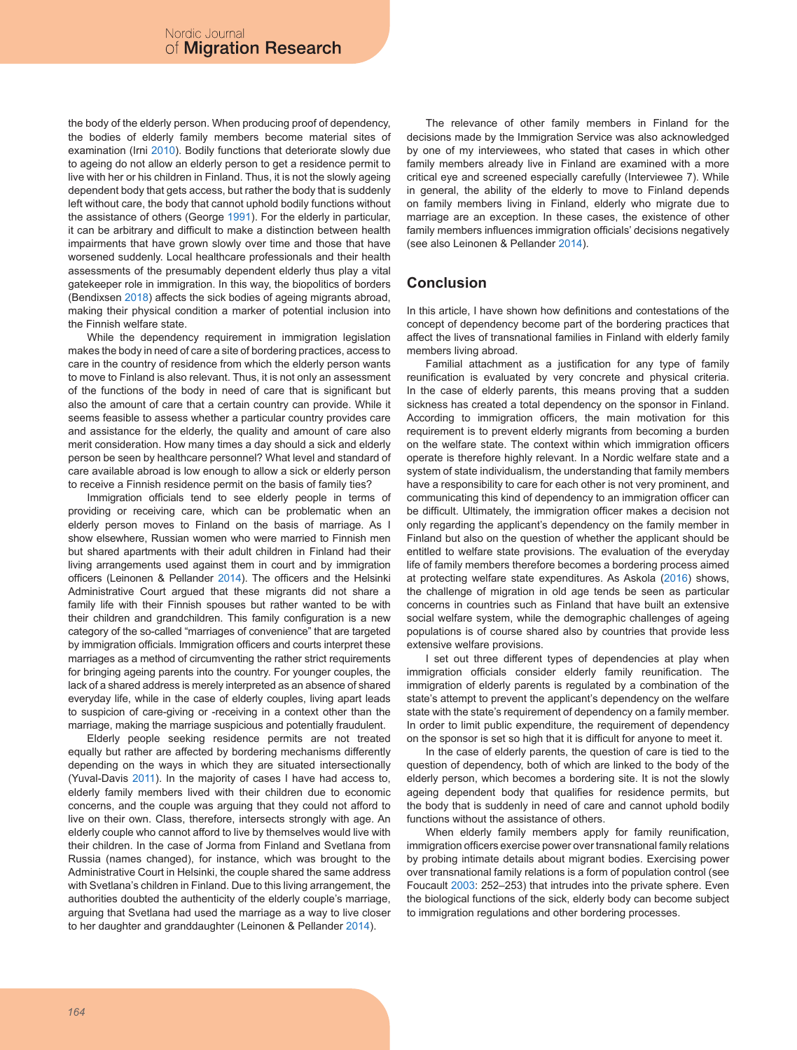the body of the elderly person. When producing proof of dependency, the bodies of elderly family members become material sites of examination (Irni 2010). Bodily functions that deteriorate slowly due to ageing do not allow an elderly person to get a residence permit to live with her or his children in Finland. Thus, it is not the slowly ageing dependent body that gets access, but rather the body that is suddenly left without care, the body that cannot uphold bodily functions without the assistance of others (George 1991). For the elderly in particular, it can be arbitrary and difficult to make a distinction between health impairments that have grown slowly over time and those that have worsened suddenly. Local healthcare professionals and their health assessments of the presumably dependent elderly thus play a vital gatekeeper role in immigration. In this way, the biopolitics of borders (Bendixsen 2018) affects the sick bodies of ageing migrants abroad, making their physical condition a marker of potential inclusion into the Finnish welfare state.

While the dependency requirement in immigration legislation makes the body in need of care a site of bordering practices, access to care in the country of residence from which the elderly person wants to move to Finland is also relevant. Thus, it is not only an assessment of the functions of the body in need of care that is significant but also the amount of care that a certain country can provide. While it seems feasible to assess whether a particular country provides care and assistance for the elderly, the quality and amount of care also merit consideration. How many times a day should a sick and elderly person be seen by healthcare personnel? What level and standard of care available abroad is low enough to allow a sick or elderly person to receive a Finnish residence permit on the basis of family ties?

Immigration officials tend to see elderly people in terms of providing or receiving care, which can be problematic when an elderly person moves to Finland on the basis of marriage. As I show elsewhere, Russian women who were married to Finnish men but shared apartments with their adult children in Finland had their living arrangements used against them in court and by immigration officers (Leinonen & Pellander 2014). The officers and the Helsinki Administrative Court argued that these migrants did not share a family life with their Finnish spouses but rather wanted to be with their children and grandchildren. This family configuration is a new category of the so-called "marriages of convenience" that are targeted by immigration officials. Immigration officers and courts interpret these marriages as a method of circumventing the rather strict requirements for bringing ageing parents into the country. For younger couples, the lack of a shared address is merely interpreted as an absence of shared everyday life, while in the case of elderly couples, living apart leads to suspicion of care-giving or -receiving in a context other than the marriage, making the marriage suspicious and potentially fraudulent.

Elderly people seeking residence permits are not treated equally but rather are affected by bordering mechanisms differently depending on the ways in which they are situated intersectionally (Yuval-Davis 2011). In the majority of cases I have had access to, elderly family members lived with their children due to economic concerns, and the couple was arguing that they could not afford to live on their own. Class, therefore, intersects strongly with age. An elderly couple who cannot afford to live by themselves would live with their children. In the case of Jorma from Finland and Svetlana from Russia (names changed), for instance, which was brought to the Administrative Court in Helsinki, the couple shared the same address with Svetlana's children in Finland. Due to this living arrangement, the authorities doubted the authenticity of the elderly couple's marriage, arguing that Svetlana had used the marriage as a way to live closer to her daughter and granddaughter (Leinonen & Pellander 2014).

The relevance of other family members in Finland for the decisions made by the Immigration Service was also acknowledged by one of my interviewees, who stated that cases in which other family members already live in Finland are examined with a more critical eye and screened especially carefully (Interviewee 7). While in general, the ability of the elderly to move to Finland depends on family members living in Finland, elderly who migrate due to marriage are an exception. In these cases, the existence of other family members influences immigration officials' decisions negatively (see also Leinonen & Pellander 2014).

## Conclusion

In this article, I have shown how definitions and contestations of the concept of dependency become part of the bordering practices that affect the lives of transnational families in Finland with elderly family members living abroad.

Familial attachment as a justification for any type of family reunification is evaluated by very concrete and physical criteria. In the case of elderly parents, this means proving that a sudden sickness has created a total dependency on the sponsor in Finland. According to immigration officers, the main motivation for this requirement is to prevent elderly migrants from becoming a burden on the welfare state. The context within which immigration officers operate is therefore highly relevant. In a Nordic welfare state and a system of state individualism, the understanding that family members have a responsibility to care for each other is not very prominent, and communicating this kind of dependency to an immigration officer can be difficult. Ultimately, the immigration officer makes a decision not only regarding the applicant's dependency on the family member in Finland but also on the question of whether the applicant should be entitled to welfare state provisions. The evaluation of the everyday life of family members therefore becomes a bordering process aimed at protecting welfare state expenditures. As Askola (2016) shows, the challenge of migration in old age tends be seen as particular concerns in countries such as Finland that have built an extensive social welfare system, while the demographic challenges of ageing populations is of course shared also by countries that provide less extensive welfare provisions.

I set out three different types of dependencies at play when immigration officials consider elderly family reunification. The immigration of elderly parents is regulated by a combination of the state's attempt to prevent the applicant's dependency on the welfare state with the state's requirement of dependency on a family member. In order to limit public expenditure, the requirement of dependency on the sponsor is set so high that it is difficult for anyone to meet it.

In the case of elderly parents, the question of care is tied to the question of dependency, both of which are linked to the body of the elderly person, which becomes a bordering site. It is not the slowly ageing dependent body that qualifies for residence permits, but the body that is suddenly in need of care and cannot uphold bodily functions without the assistance of others.

When elderly family members apply for family reunification, immigration officers exercise power over transnational family relations by probing intimate details about migrant bodies. Exercising power over transnational family relations is a form of population control (see Foucault 2003: 252–253) that intrudes into the private sphere. Even the biological functions of the sick, elderly body can become subject to immigration regulations and other bordering processes.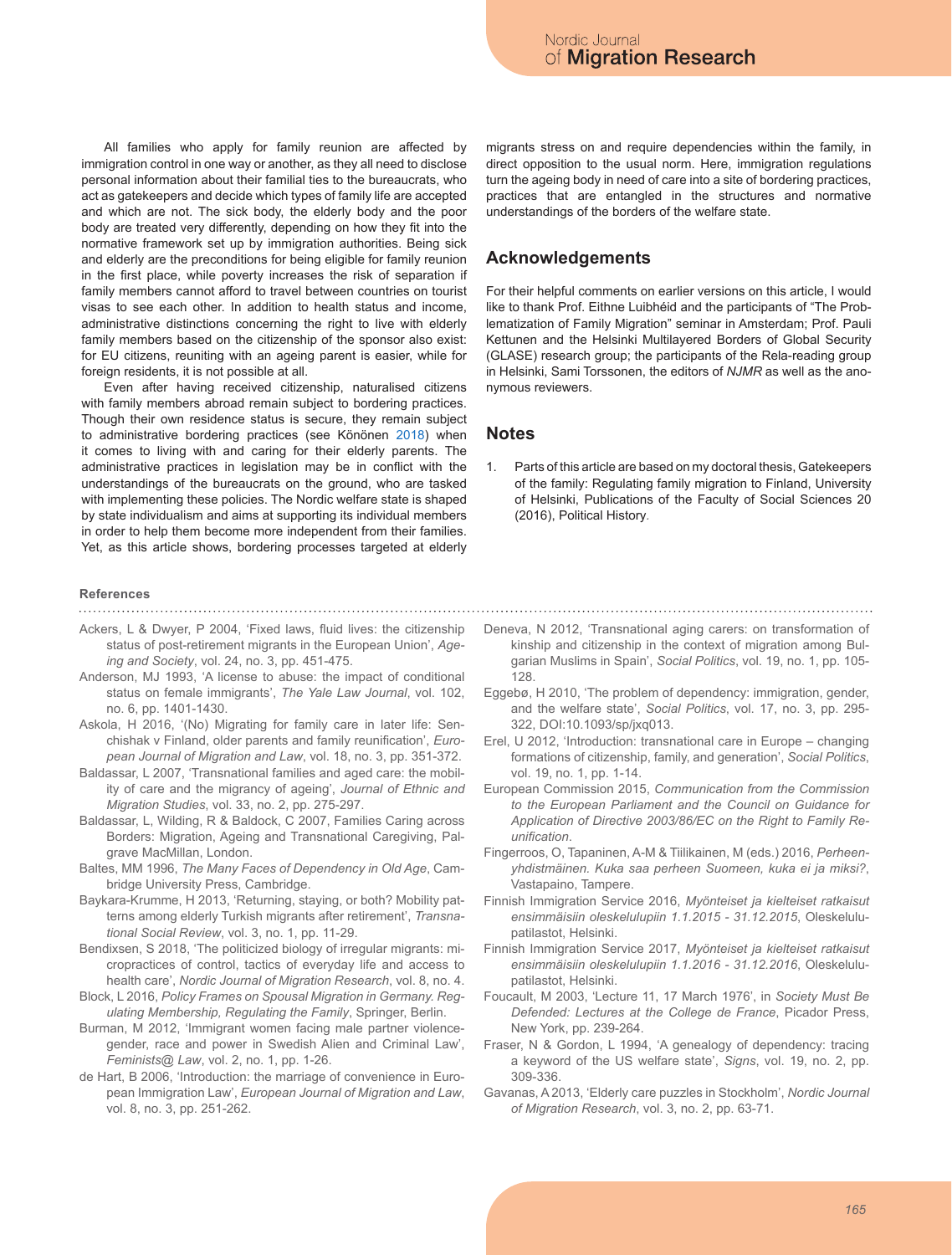All families who apply for family reunion are affected by immigration control in one way or another, as they all need to disclose personal information about their familial ties to the bureaucrats, who act as gatekeepers and decide which types of family life are accepted and which are not. The sick body, the elderly body and the poor body are treated very differently, depending on how they fit into the normative framework set up by immigration authorities. Being sick and elderly are the preconditions for being eligible for family reunion in the first place, while poverty increases the risk of separation if family members cannot afford to travel between countries on tourist visas to see each other. In addition to health status and income, administrative distinctions concerning the right to live with elderly family members based on the citizenship of the sponsor also exist: for EU citizens, reuniting with an ageing parent is easier, while for foreign residents, it is not possible at all.

Even after having received citizenship, naturalised citizens with family members abroad remain subject to bordering practices. Though their own residence status is secure, they remain subject to administrative bordering practices (see Könönen 2018) when it comes to living with and caring for their elderly parents. The administrative practices in legislation may be in conflict with the understandings of the bureaucrats on the ground, who are tasked with implementing these policies. The Nordic welfare state is shaped by state individualism and aims at supporting its individual members in order to help them become more independent from their families. Yet, as this article shows, bordering processes targeted at elderly migrants stress on and require dependencies within the family, in direct opposition to the usual norm. Here, immigration regulations turn the ageing body in need of care into a site of bordering practices, practices that are entangled in the structures and normative understandings of the borders of the welfare state.

## Acknowledgements

For their helpful comments on earlier versions on this article, I would like to thank Prof. Eithne Luibhéid and the participants of "The Problematization of Family Migration" seminar in Amsterdam; Prof. Pauli Kettunen and the Helsinki Multilayered Borders of Global Security (GLASE) research group; the participants of the Rela-reading group in Helsinki, Sami Torssonen, the editors of *NJMR* as well as the anonymous reviewers.

## Notes

1. Parts of this article are based on my doctoral thesis, Gatekeepers of the family: Regulating family migration to Finland, University of Helsinki, Publications of the Faculty of Social Sciences 20 (2016), Political History.

### References

Ackers, L & Dwyer, P 2004, 'Fixed laws, fluid lives: the citizenship status of post-retirement migrants in the European Union', *Ageing and Society*, vol. 24, no. 3, pp. 451-475.

Anderson, MJ 1993, 'A license to abuse: the impact of conditional status on female immigrants', *The Yale Law Journal*, vol. 102, no. 6, pp. 1401-1430.

Askola, H 2016, '(No) Migrating for family care in later life: Senchishak v Finland, older parents and family reunification', *European Journal of Migration and Law*, vol. 18, no. 3, pp. 351-372.

Baldassar, L 2007, 'Transnational families and aged care: the mobility of care and the migrancy of ageing', *Journal of Ethnic and Migration Studies*, vol. 33, no. 2, pp. 275-297.

Baldassar, L, Wilding, R & Baldock, C 2007, Families Caring across Borders: Migration, Ageing and Transnational Caregiving, Palgrave MacMillan, London.

Baltes, MM 1996, *The Many Faces of Dependency in Old Age*, Cambridge University Press, Cambridge.

Baykara-Krumme, H 2013, 'Returning, staying, or both? Mobility patterns among elderly Turkish migrants after retirement', *Transnational Social Review*, vol. 3, no. 1, pp. 11-29.

Bendixsen, S 2018, 'The politicized biology of irregular migrants: micropractices of control, tactics of everyday life and access to health care', *Nordic Journal of Migration Research*, vol. 8, no. 4.

Block, L 2016, *Policy Frames on Spousal Migration in Germany. Regulating Membership, Regulating the Family*, Springer, Berlin.

Burman, M 2012, 'Immigrant women facing male partner violence-gender, race and power in Swedish Alien and Criminal Law', *Feminists@ Law*, vol. 2, no. 1, pp. 1-26.

de Hart, B 2006, 'Introduction: the marriage of convenience in European Immigration Law', *European Journal of Migration and Law*, vol. 8, no. 3, pp. 251-262.

Deneva, N 2012, 'Transnational aging carers: on transformation of kinship and citizenship in the context of migration among Bulgarian Muslims in Spain', *Social Politics*, vol. 19, no. 1, pp. 105-128.

Eggebø, H 2010, 'The problem of dependency: immigration, gender, and the welfare state', *Social Politics*, vol. 17, no. 3, pp. 295-322, DOI:10.1093/sp/jxq013.

Erel, U 2012, 'Introduction: transnational care in Europe – changing formations of citizenship, family, and generation', *Social Politics*, vol. 19, no. 1, pp. 1-14.

European Commission 2015, *Communication from the Commission to the European Parliament and the Council on Guidance for Application of Directive 2003/86/EC on the Right to Family Reunification*.

Fingerroos, O, Tapaninen, A-M & Tiilikainen, M (eds.) 2016, *Perheenyhdistämінen. Kuka saa perheen Suomeen, kuka ei ja miksi?*, Vastapaino, Tampere.

Finnish Immigration Service 2016, *Myönteiset ja kielteiset ratkaisut ensimmäisiin oleskelulupiin 1.1.2015 - 31.12.2015*, Oleskelulupatilastot, Helsinki.

Finnish Immigration Service 2017, *Myönteiset ja kielteiset ratkaisut ensimmäisiin oleskelulupiin 1.1.2016 - 31.12.2016*, Oleskelulupatilastot, Helsinki.

Foucault, M 2003, 'Lecture 11, 17 March 1976', in *Society Must Be Defended: Lectures at the College de France*, Picador Press, New York, pp. 239-264.

Fraser, N & Gordon, L 1994, 'A genealogy of dependency: tracing a keyword of the US welfare state', *Signs*, vol. 19, no. 2, pp. 309-336.

Gavanas, A 2013, 'Elderly care puzzles in Stockholm', *Nordic Journal of Migration Research*, vol. 3, no. 2, pp. 63-71.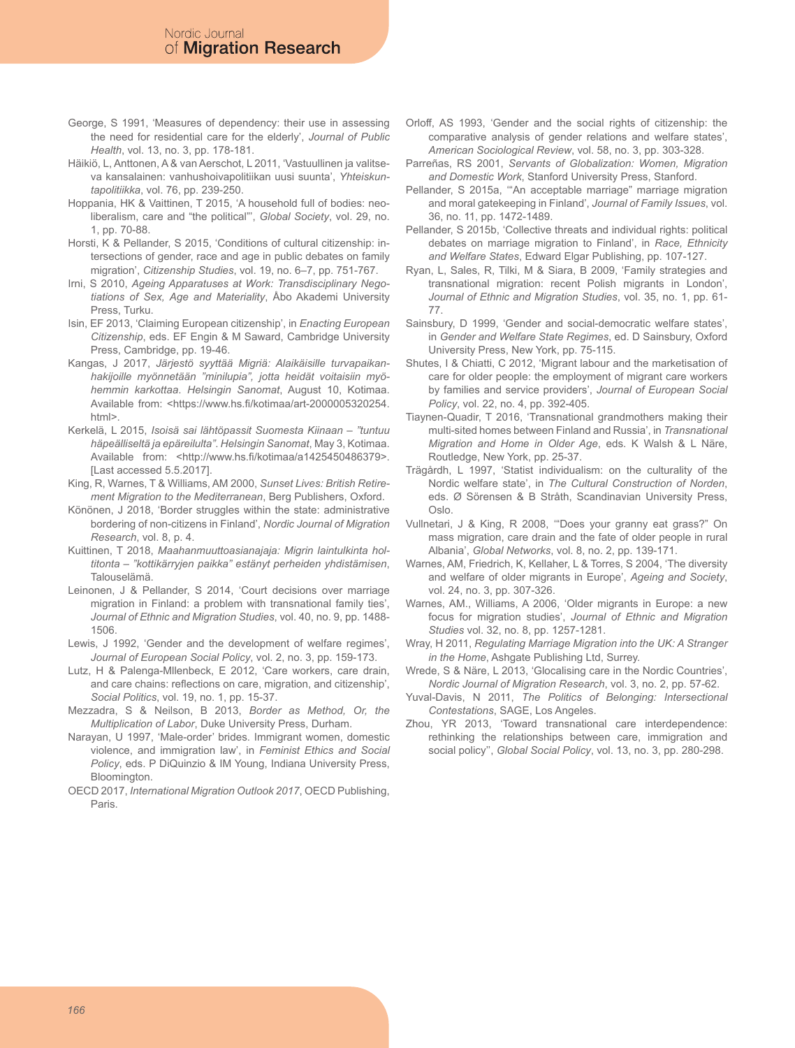George, S 1991, 'Measures of dependency: their use in assessing the need for residential care for the elderly', *Journal of Public Health*, vol. 13, no. 3, pp. 178-181.

Häikiö, L, Anttonen, A & van Aerschot, L 2011, 'Vastuullinen ja valitseva kansalainen: vanhushoivapolitiikan uusi suunta', *Yhteiskuntapolitiikka*, vol. 76, pp. 239-250.

Hoppania, HK & Vaittinen, T 2015, 'A household full of bodies: neoliberalism, care and "the political"', *Global Society*, vol. 29, no. 1, pp. 70-88.

Horsti, K & Pellander, S 2015, 'Conditions of cultural citizenship: intersections of gender, race and age in public debates on family migration', *Citizenship Studies*, vol. 19, no. 6–7, pp. 751-767.

Irni, S 2010, *Ageing Apparatuses at Work: Transdisciplinary Negotiations of Sex, Age and Materiality*, Åbo Akademi University Press, Turku.

Isin, EF 2013, 'Claiming European citizenship', in *Enacting European Citizenship*, eds. EF Engin & M Saward, Cambridge University Press, Cambridge, pp. 19-46.

Kangas, J 2017, *Järjestö syyttää Migriä: Alaikäisille turvapaikanhakijoille myönnetään "minilupia", jotta heidät voitaisiin myöhemmin karkottaa. Helsingin Sanomat*, August 10, Kotimaa. Available from: <https://www.hs.fi/kotimaa/art-2000005320254.html>.

Kerkelä, L 2015, *Isoisä sai lähtöpassit Suomesta Kiinaan – "tuntuu häpeälliseltä ja epäreilulta". Helsingin Sanomat*, May 3, Kotimaa. Available from: <http://www.hs.fi/kotimaa/a1425450486379>. [Last accessed 5.5.2017].

King, R, Warnes, T & Williams, AM 2000, *Sunset Lives: British Retirement Migration to the Mediterranean*, Berg Publishers, Oxford.

Könönen, J 2018, 'Border struggles within the state: administrative bordering of non-citizens in Finland', *Nordic Journal of Migration Research*, vol. 8, p. 4.

Kuittinen, T 2018, *Maahanmuuttoasianajaja: Migrin laintulkinta holtitonta – "kottikärryjen paikka" estänyt perheiden yhdistämisen*, Talouselämä.

Leinonen, J & Pellander, S 2014, 'Court decisions over marriage migration in Finland: a problem with transnational family ties', *Journal of Ethnic and Migration Studies*, vol. 40, no. 9, pp. 1488-1506.

Lewis, J 1992, 'Gender and the development of welfare regimes', *Journal of European Social Policy*, vol. 2, no. 3, pp. 159-173.

Lutz, H & Palenga-Mllenbeck, E 2012, 'Care workers, care drain, and care chains: reflections on care, migration, and citizenship', *Social Politics*, vol. 19, no. 1, pp. 15-37.

Mezzadra, S & Neilson, B 2013, *Border as Method, Or, the Multiplication of Labor*, Duke University Press, Durham.

Narayan, U 1997, 'Male-order' brides. Immigrant women, domestic violence, and immigration law', in *Feminist Ethics and Social Policy*, eds. P DiQuinzio & IM Young, Indiana University Press, Bloomington.

OECD 2017, *International Migration Outlook 2017*, OECD Publishing, Paris.

Orloff, AS 1993, 'Gender and the social rights of citizenship: the comparative analysis of gender relations and welfare states', *American Sociological Review*, vol. 58, no. 3, pp. 303-328.

Parreñas, RS 2001, *Servants of Globalization: Women, Migration and Domestic Work*, Stanford University Press, Stanford.

Pellander, S 2015a, '"An acceptable marriage" marriage migration and moral gatekeeping in Finland', *Journal of Family Issues*, vol. 36, no. 11, pp. 1472-1489.

Pellander, S 2015b, 'Collective threats and individual rights: political debates on marriage migration to Finland', in *Race, Ethnicity and Welfare States*, Edward Elgar Publishing, pp. 107-127.

Ryan, L, Sales, R, Tilki, M & Siara, B 2009, 'Family strategies and transnational migration: recent Polish migrants in London', *Journal of Ethnic and Migration Studies*, vol. 35, no. 1, pp. 61-77.

Sainsbury, D 1999, 'Gender and social-democratic welfare states', in *Gender and Welfare State Regimes*, ed. D Sainsbury, Oxford University Press, New York, pp. 75-115.

Shutes, I & Chiatti, C 2012, 'Migrant labour and the marketisation of care for older people: the employment of migrant care workers by families and service providers', *Journal of European Social Policy*, vol. 22, no. 4, pp. 392-405.

Tiaynen-Quadir, T 2016, 'Transnational grandmothers making their multi-sited homes between Finland and Russia', in *Transnational Migration and Home in Older Age*, eds. K Walsh & L Näre, Routledge, New York, pp. 25-37.

Trägårdh, L 1997, 'Statist individualism: on the culturality of the Nordic welfare state', in *The Cultural Construction of Norden*, eds. Ø Sörensen & B Stråth, Scandinavian University Press, Oslo.

Vullnetari, J & King, R 2008, '"Does your granny eat grass?" On mass migration, care drain and the fate of older people in rural Albania', *Global Networks*, vol. 8, no. 2, pp. 139-171.

Warnes, AM, Friedrich, K, Kellaher, L & Torres, S 2004, 'The diversity and welfare of older migrants in Europe', *Ageing and Society*, vol. 24, no. 3, pp. 307-326.

Warnes, AM., Williams, A 2006, 'Older migrants in Europe: a new focus for migration studies', *Journal of Ethnic and Migration Studies* vol. 32, no. 8, pp. 1257-1281.

Wray, H 2011, *Regulating Marriage Migration into the UK: A Stranger in the Home*, Ashgate Publishing Ltd, Surrey.

Wrede, S & Näre, L 2013, 'Glocalising care in the Nordic Countries', *Nordic Journal of Migration Research*, vol. 3, no. 2, pp. 57-62.

Yuval-Davis, N 2011, *The Politics of Belonging: Intersectional Contestations*, SAGE, Los Angeles.

Zhou, YR 2013, 'Toward transnational care interdependence: rethinking the relationships between care, immigration and social policy'', *Global Social Policy*, vol. 13, no. 3, pp. 280-298.